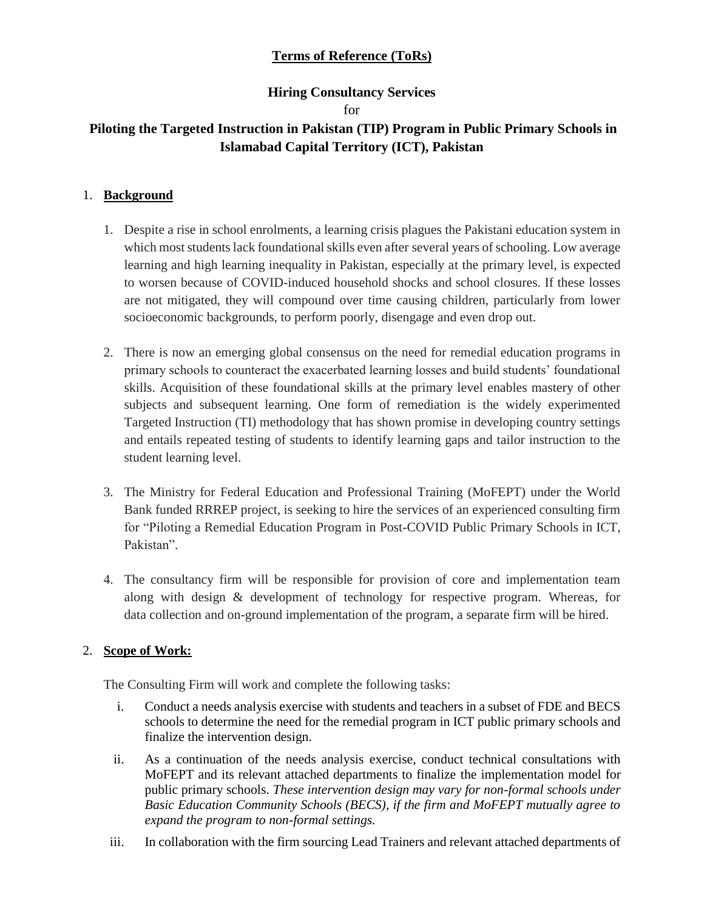**Terms of Reference (ToRs)**

**Hiring Consultancy Services**

for

**Piloting the Targeted Instruction in Pakistan (TIP) Program in Public Primary Schools in Islamabad Capital Territory (ICT), Pakistan**

## 1. Background

1. Despite a rise in school enrolments, a learning crisis plagues the Pakistani education system in which most students lack foundational skills even after several years of schooling. Low average learning and high learning inequality in Pakistan, especially at the primary level, is expected to worsen because of COVID-induced household shocks and school closures. If these losses are not mitigated, they will compound over time causing children, particularly from lower socioeconomic backgrounds, to perform poorly, disengage and even drop out.

2. There is now an emerging global consensus on the need for remedial education programs in primary schools to counteract the exacerbated learning losses and build students' foundational skills. Acquisition of these foundational skills at the primary level enables mastery of other subjects and subsequent learning. One form of remediation is the widely experimented Targeted Instruction (TI) methodology that has shown promise in developing country settings and entails repeated testing of students to identify learning gaps and tailor instruction to the student learning level.

3. The Ministry for Federal Education and Professional Training (MoFEPT) under the World Bank funded RRREP project, is seeking to hire the services of an experienced consulting firm for "Piloting a Remedial Education Program in Post-COVID Public Primary Schools in ICT, Pakistan".

4. The consultancy firm will be responsible for provision of core and implementation team along with design & development of technology for respective program. Whereas, for data collection and on-ground implementation of the program, a separate firm will be hired.

## 2. Scope of Work:

The Consulting Firm will work and complete the following tasks:

i. Conduct a needs analysis exercise with students and teachers in a subset of FDE and BECS schools to determine the need for the remedial program in ICT public primary schools and finalize the intervention design.

ii. As a continuation of the needs analysis exercise, conduct technical consultations with MoFEPT and its relevant attached departments to finalize the implementation model for public primary schools. *These intervention design may vary for non-formal schools under Basic Education Community Schools (BECS), if the firm and MoFEPT mutually agree to expand the program to non-formal settings.*

iii. In collaboration with the firm sourcing Lead Trainers and relevant attached departments of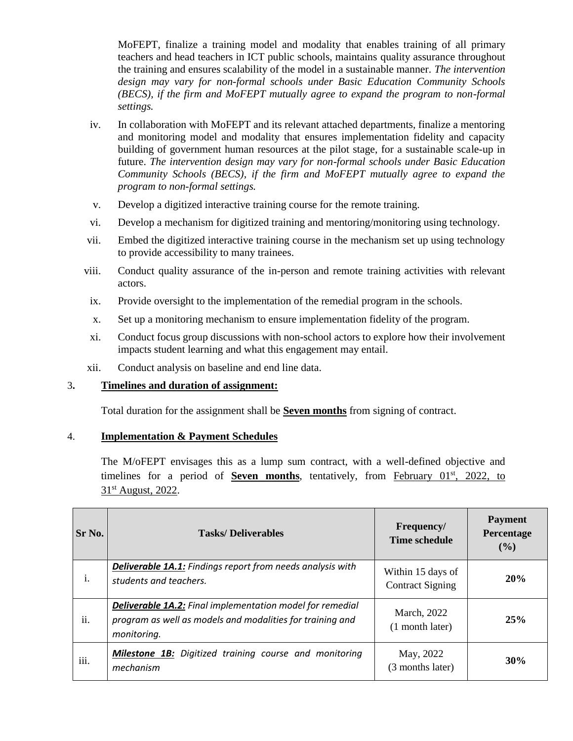MoFEPT, finalize a training model and modality that enables training of all primary teachers and head teachers in ICT public schools, maintains quality assurance throughout the training and ensures scalability of the model in a sustainable manner. *The intervention design may vary for non-formal schools under Basic Education Community Schools (BECS), if the firm and MoFEPT mutually agree to expand the program to non-formal settings.*

iv. In collaboration with MoFEPT and its relevant attached departments, finalize a mentoring and monitoring model and modality that ensures implementation fidelity and capacity building of government human resources at the pilot stage, for a sustainable scale-up in future. *The intervention design may vary for non-formal schools under Basic Education Community Schools (BECS), if the firm and MoFEPT mutually agree to expand the program to non-formal settings.*

v. Develop a digitized interactive training course for the remote training.

vi. Develop a mechanism for digitized training and mentoring/monitoring using technology.

vii. Embed the digitized interactive training course in the mechanism set up using technology to provide accessibility to many trainees.

viii. Conduct quality assurance of the in-person and remote training activities with relevant actors.

ix. Provide oversight to the implementation of the remedial program in the schools.

x. Set up a monitoring mechanism to ensure implementation fidelity of the program.

xi. Conduct focus group discussions with non-school actors to explore how their involvement impacts student learning and what this engagement may entail.

xii. Conduct analysis on baseline and end line data.

## 3. Timelines and duration of assignment:

Total duration for the assignment shall be **Seven months** from signing of contract.

## 4. Implementation & Payment Schedules

The M/oFEPT envisages this as a lump sum contract, with a well-defined objective and timelines for a period of **Seven months**, tentatively, from February 01st, 2022, to 31st August, 2022.

| Sr No. | Tasks/ Deliverables | Frequency/ Time schedule | Payment Percentage (%) |
|---|---|---|---|
| i. | ***Deliverable 1A.1:*** *Findings report from needs analysis with students and teachers.* | Within 15 days of Contract Signing | **20%** |
| ii. | ***Deliverable 1A.2:*** *Final implementation model for remedial program as well as models and modalities for training and monitoring.* | March, 2022 (1 month later) | **25%** |
| iii. | ***Milestone 1B:*** *Digitized training course and monitoring mechanism* | May, 2022 (3 months later) | **30%** |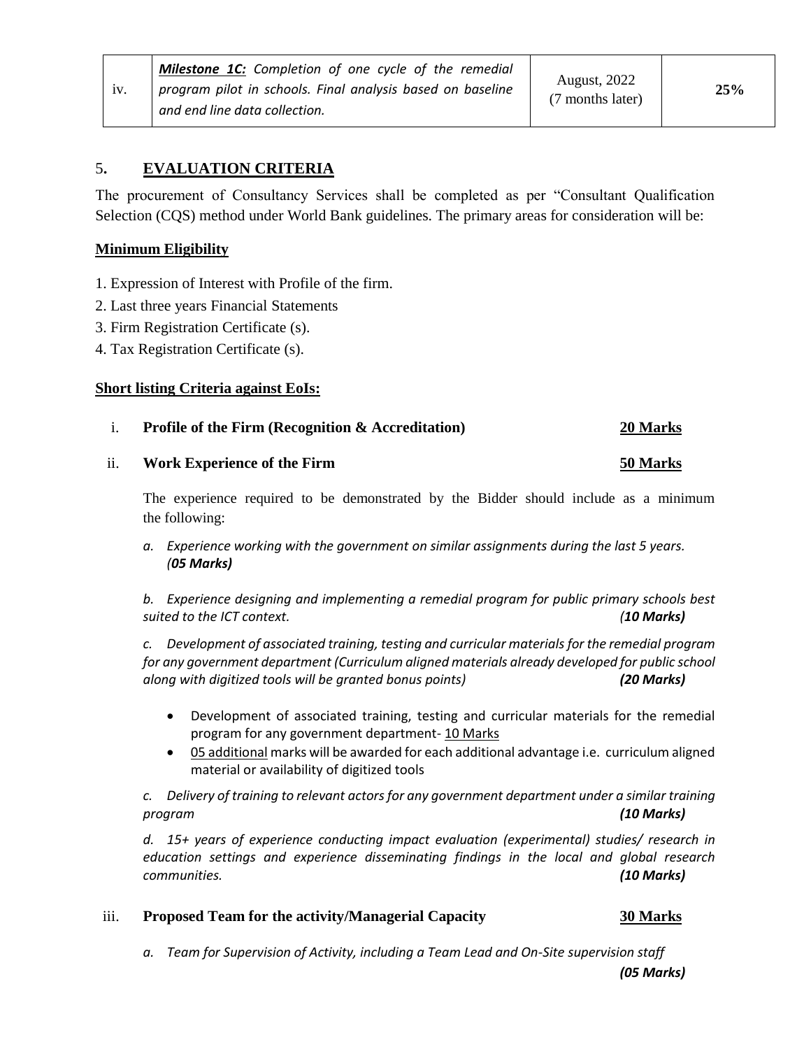| iv. | ***Milestone 1C:*** *Completion of one cycle of the remedial program pilot in schools. Final analysis based on baseline and end line data collection.* | August, 2022 (7 months later) | **25%** |
|---|---|---|---|

## 5. EVALUATION CRITERIA

The procurement of Consultancy Services shall be completed as per "Consultant Qualification Selection (CQS) method under World Bank guidelines. The primary areas for consideration will be:

**Minimum Eligibility**

1. Expression of Interest with Profile of the firm.
2. Last three years Financial Statements
3. Firm Registration Certificate (s).
4. Tax Registration Certificate (s).

**Short listing Criteria against EoIs:**

i. **Profile of the Firm (Recognition & Accreditation)** **20 Marks**

ii. **Work Experience of the Firm** **50 Marks**

The experience required to be demonstrated by the Bidder should include as a minimum the following:

*a. Experience working with the government on similar assignments during the last 5 years. (**05 Marks**)*

*b. Experience designing and implementing a remedial program for public primary schools best suited to the ICT context. (**10 Marks**)*

*c. Development of associated training, testing and curricular materials for the remedial program for any government department (Curriculum aligned materials already developed for public school along with digitized tools will be granted bonus points)* ***(20 Marks)***

- Development of associated training, testing and curricular materials for the remedial program for any government department- 10 Marks
- 05 additional marks will be awarded for each additional advantage i.e. curriculum aligned material or availability of digitized tools

*c. Delivery of training to relevant actors for any government department under a similar training program* ***(10 Marks)***

*d. 15+ years of experience conducting impact evaluation (experimental) studies/ research in education settings and experience disseminating findings in the local and global research communities.* ***(10 Marks)***

iii. **Proposed Team for the activity/Managerial Capacity** **30 Marks**

*a. Team for Supervision of Activity, including a Team Lead and On-Site supervision staff* ***(05 Marks)***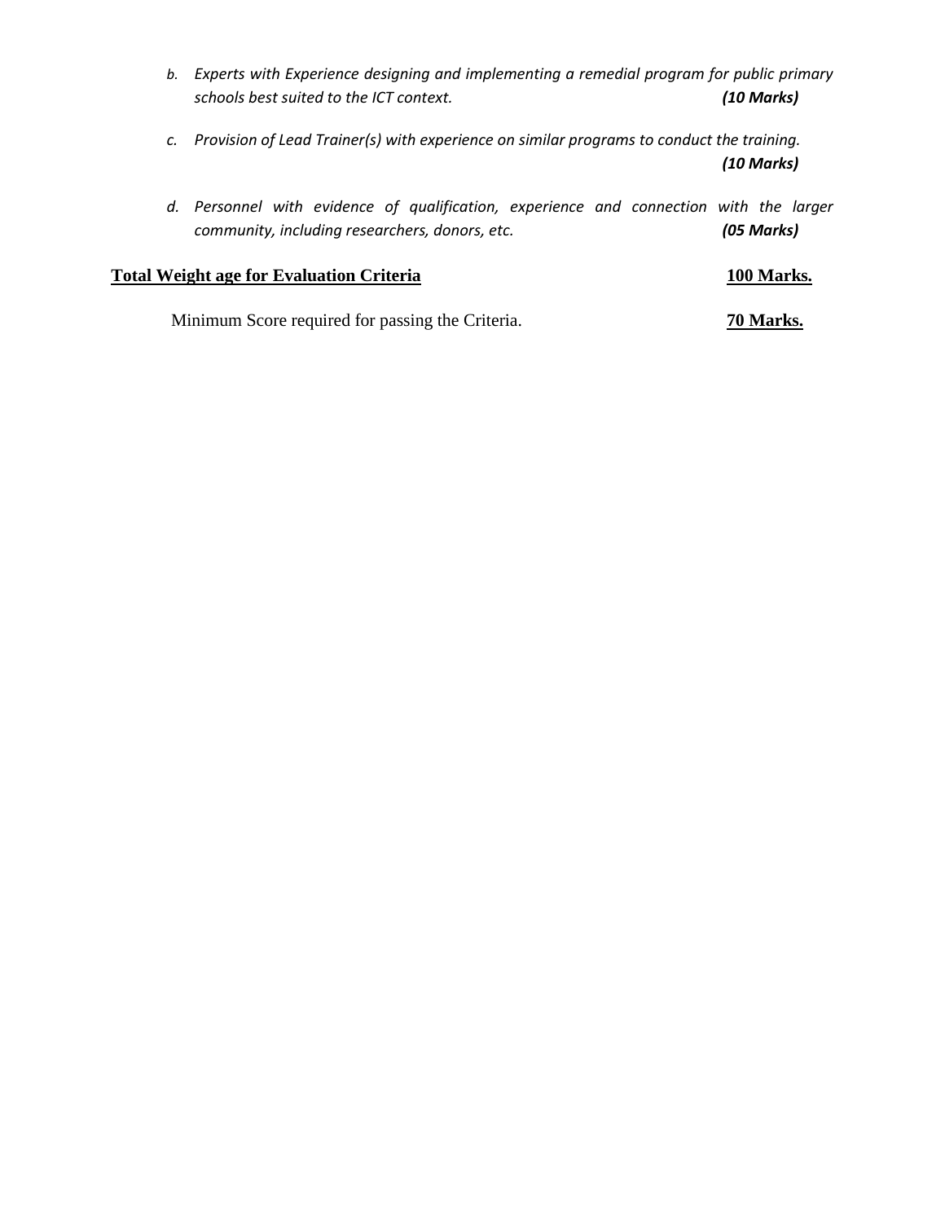b. *Experts with Experience designing and implementing a remedial program for public primary schools best suited to the ICT context.* ***(10 Marks)***

c. *Provision of Lead Trainer(s) with experience on similar programs to conduct the training.* ***(10 Marks)***

d. *Personnel with evidence of qualification, experience and connection with the larger community, including researchers, donors, etc.* ***(05 Marks)***

**Total Weight age for Evaluation Criteria** **100 Marks.**

Minimum Score required for passing the Criteria. **70 Marks.**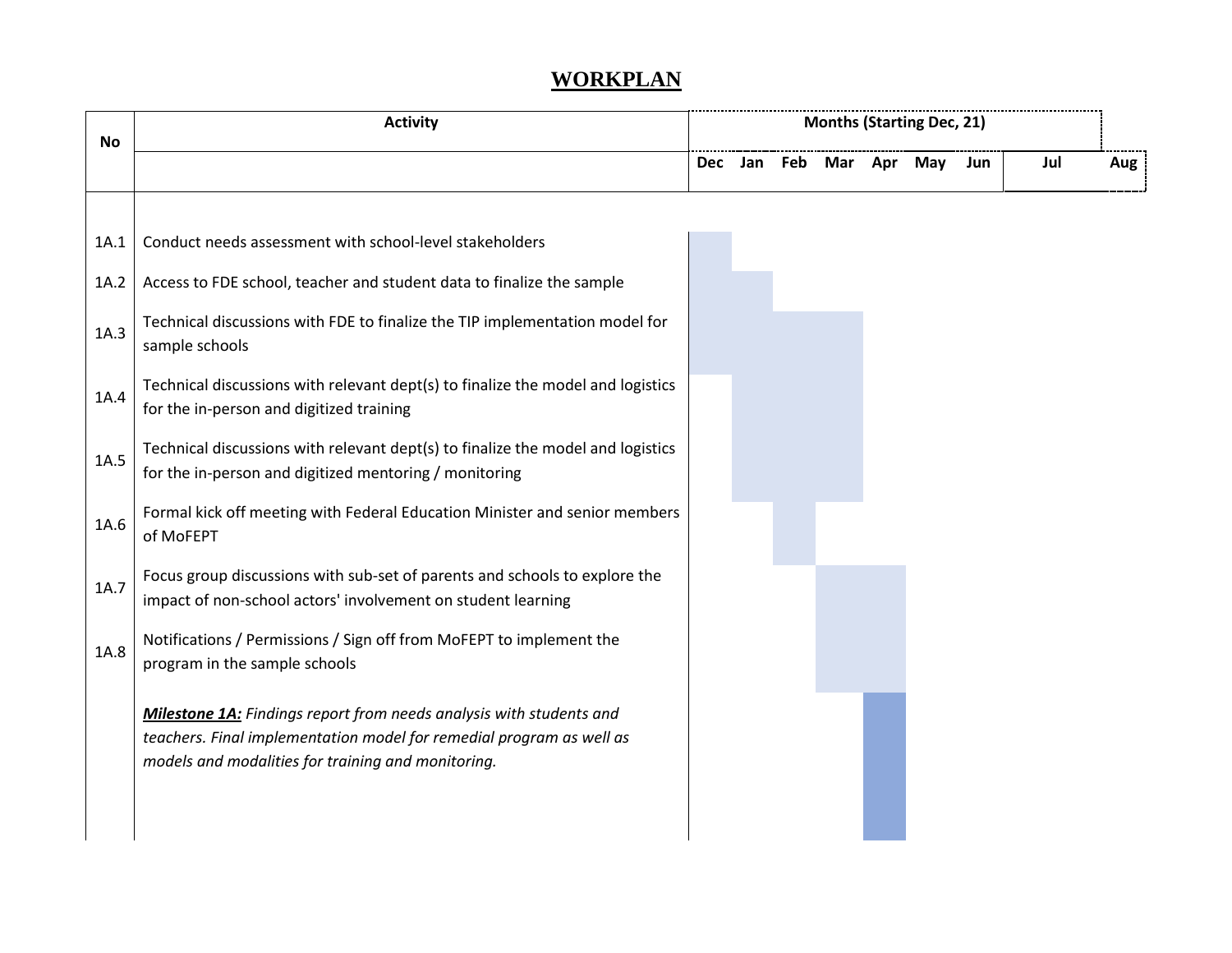# WORKPLAN

| No | Activity | Months (Starting Dec, 21) | | | | | | | | |
|---|---|---|---|---|---|---|---|---|---|---|
| | | Dec | Jan | Feb | Mar | Apr | May | Jun | Jul | Aug |
| 1A.1 | Conduct needs assessment with school-level stakeholders | X | | | | | | | | |
| 1A.2 | Access to FDE school, teacher and student data to finalize the sample | X | X | | | | | | | |
| 1A.3 | Technical discussions with FDE to finalize the TIP implementation model for sample schools | X | X | X | X | | | | | |
| 1A.4 | Technical discussions with relevant dept(s) to finalize the model and logistics for the in-person and digitized training | | X | X | X | | | | | |
| 1A.5 | Technical discussions with relevant dept(s) to finalize the model and logistics for the in-person and digitized mentoring / monitoring | | X | X | X | | | | | |
| 1A.6 | Formal kick off meeting with Federal Education Minister and senior members of MoFEPT | | | X | | | | | | |
| 1A.7 | Focus group discussions with sub-set of parents and schools to explore the impact of non-school actors' involvement on student learning | | | | X | X | | | | |
| 1A.8 | Notifications / Permissions / Sign off from MoFEPT to implement the program in the sample schools | | | | X | X | | | | |
| | ***Milestone 1A:*** *Findings report from needs analysis with students and teachers. Final implementation model for remedial program as well as models and modalities for training and monitoring.* | | | | | X | | | | |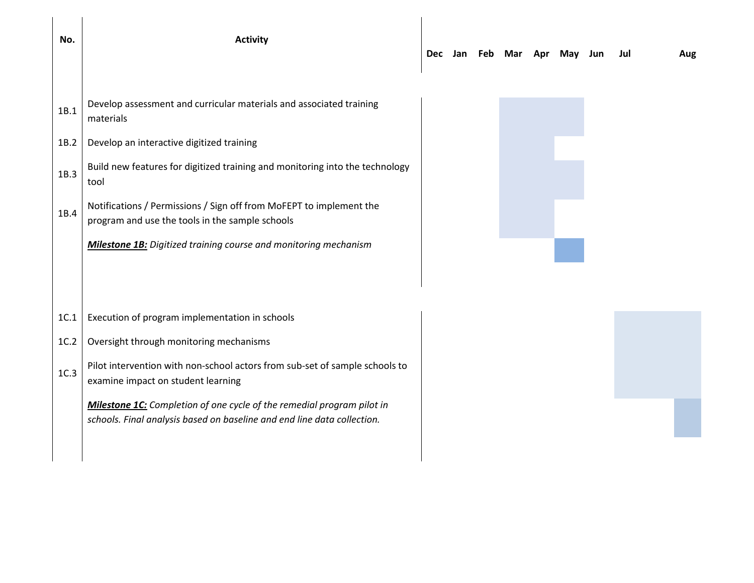| No. | Activity | Dec | Jan | Feb | Mar | Apr | May | Jun | Jul | Aug |
|---|---|---|---|---|---|---|---|---|---|---|
| 1B.1 | Develop assessment and curricular materials and associated training materials | | | | | | | | | |
| 1B.2 | Develop an interactive digitized training | | | | | | | | | |
| 1B.3 | Build new features for digitized training and monitoring into the technology tool | | | | | | | | | |
| 1B.4 | Notifications / Permissions / Sign off from MoFEPT to implement the program and use the tools in the sample schools | | | | | | | | | |
| | ***Milestone 1B:*** *Digitized training course and monitoring mechanism* | | | | | | | | | |
| 1C.1 | Execution of program implementation in schools | | | | | | | | | |
| 1C.2 | Oversight through monitoring mechanisms | | | | | | | | | |
| 1C.3 | Pilot intervention with non-school actors from sub-set of sample schools to examine impact on student learning | | | | | | | | | |
| | ***Milestone 1C:*** *Completion of one cycle of the remedial program pilot in schools. Final analysis based on baseline and end line data collection.* | | | | | | | | | |